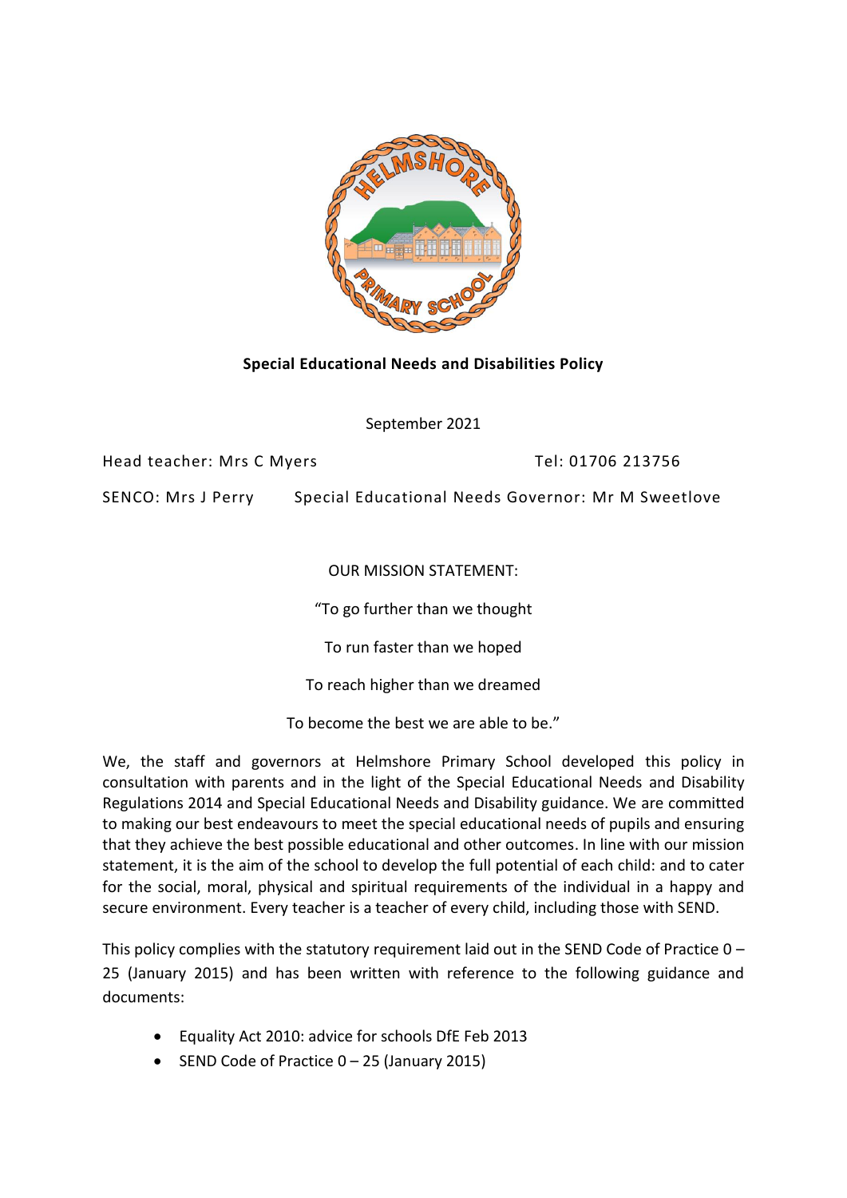# Special Educational Needs and Disabilities Policy

September 2021

Head teacher: Mrs C Myers Tel: 01706 213756

SENCO: Mrs J Perry Special Educational Needs Governor: Mr M Sweetlove

OUR MISSION STATEMENT:

"To go further than we thought

To run faster than we hoped

To reach higher than we dreamed

To become the best we are able to be."

We, the staff and governors at Helmshore Primary School developed this policy in consultation with parents and in the light of the Special Educational Needs and Disability Regulations 2014 and Special Educational Needs and Disability guidance. We are committed to making our best endeavours to meet the special educational needs of pupils and ensuring that they achieve the best possible educational and other outcomes. In line with our mission statement, it is the aim of the school to develop the full potential of each child: and to cater for the social, moral, physical and spiritual requirements of the individual in a happy and secure environment. Every teacher is a teacher of every child, including those with SEND.

This policy complies with the statutory requirement laid out in the SEND Code of Practice 0 – 25 (January 2015) and has been written with reference to the following guidance and documents:

- Equality Act 2010: advice for schools DfE Feb 2013
- SEND Code of Practice 0 – 25 (January 2015)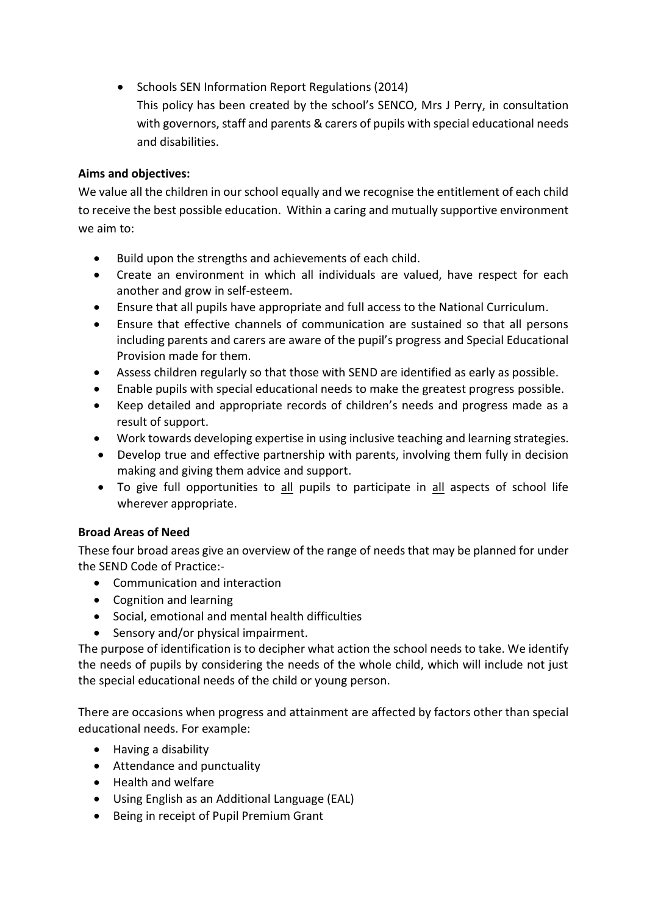- Schools SEN Information Report Regulations (2014)

  This policy has been created by the school's SENCO, Mrs J Perry, in consultation with governors, staff and parents & carers of pupils with special educational needs and disabilities.

**Aims and objectives:**

We value all the children in our school equally and we recognise the entitlement of each child to receive the best possible education. Within a caring and mutually supportive environment we aim to:

- Build upon the strengths and achievements of each child.
- Create an environment in which all individuals are valued, have respect for each another and grow in self-esteem.
- Ensure that all pupils have appropriate and full access to the National Curriculum.
- Ensure that effective channels of communication are sustained so that all persons including parents and carers are aware of the pupil's progress and Special Educational Provision made for them.
- Assess children regularly so that those with SEND are identified as early as possible.
- Enable pupils with special educational needs to make the greatest progress possible.
- Keep detailed and appropriate records of children's needs and progress made as a result of support.
- Work towards developing expertise in using inclusive teaching and learning strategies.
- Develop true and effective partnership with parents, involving them fully in decision making and giving them advice and support.
- To give full opportunities to <u>all</u> pupils to participate in <u>all</u> aspects of school life wherever appropriate.

**Broad Areas of Need**

These four broad areas give an overview of the range of needs that may be planned for under the SEND Code of Practice:-

- Communication and interaction
- Cognition and learning
- Social, emotional and mental health difficulties
- Sensory and/or physical impairment.

The purpose of identification is to decipher what action the school needs to take. We identify the needs of pupils by considering the needs of the whole child, which will include not just the special educational needs of the child or young person.

There are occasions when progress and attainment are affected by factors other than special educational needs. For example:

- Having a disability
- Attendance and punctuality
- Health and welfare
- Using English as an Additional Language (EAL)
- Being in receipt of Pupil Premium Grant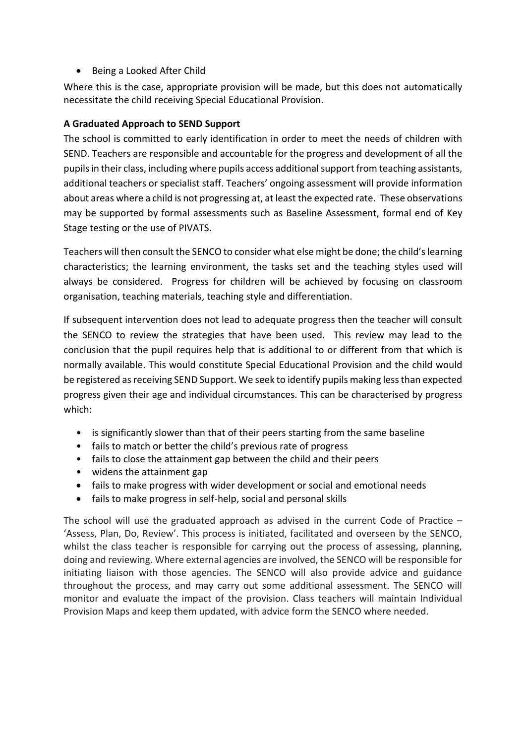- Being a Looked After Child

Where this is the case, appropriate provision will be made, but this does not automatically necessitate the child receiving Special Educational Provision.

**A Graduated Approach to SEND Support**

The school is committed to early identification in order to meet the needs of children with SEND. Teachers are responsible and accountable for the progress and development of all the pupils in their class, including where pupils access additional support from teaching assistants, additional teachers or specialist staff. Teachers' ongoing assessment will provide information about areas where a child is not progressing at, at least the expected rate. These observations may be supported by formal assessments such as Baseline Assessment, formal end of Key Stage testing or the use of PIVATS.

Teachers will then consult the SENCO to consider what else might be done; the child's learning characteristics; the learning environment, the tasks set and the teaching styles used will always be considered. Progress for children will be achieved by focusing on classroom organisation, teaching materials, teaching style and differentiation.

If subsequent intervention does not lead to adequate progress then the teacher will consult the SENCO to review the strategies that have been used. This review may lead to the conclusion that the pupil requires help that is additional to or different from that which is normally available. This would constitute Special Educational Provision and the child would be registered as receiving SEND Support. We seek to identify pupils making less than expected progress given their age and individual circumstances. This can be characterised by progress which:

- is significantly slower than that of their peers starting from the same baseline
- fails to match or better the child's previous rate of progress
- fails to close the attainment gap between the child and their peers
- widens the attainment gap
- fails to make progress with wider development or social and emotional needs
- fails to make progress in self-help, social and personal skills

The school will use the graduated approach as advised in the current Code of Practice – 'Assess, Plan, Do, Review'. This process is initiated, facilitated and overseen by the SENCO, whilst the class teacher is responsible for carrying out the process of assessing, planning, doing and reviewing. Where external agencies are involved, the SENCO will be responsible for initiating liaison with those agencies. The SENCO will also provide advice and guidance throughout the process, and may carry out some additional assessment. The SENCO will monitor and evaluate the impact of the provision. Class teachers will maintain Individual Provision Maps and keep them updated, with advice form the SENCO where needed.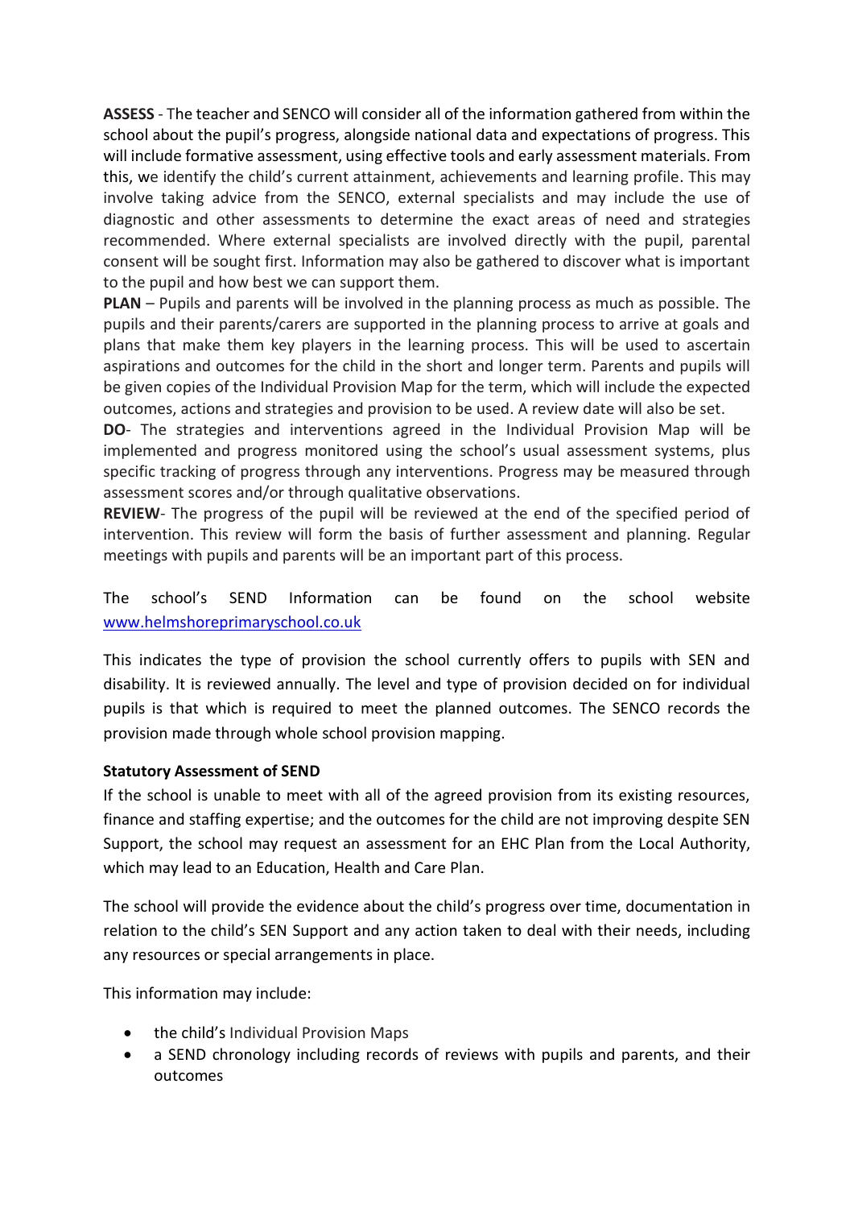**ASSESS** - The teacher and SENCO will consider all of the information gathered from within the school about the pupil's progress, alongside national data and expectations of progress. This will include formative assessment, using effective tools and early assessment materials. From this, we identify the child's current attainment, achievements and learning profile. This may involve taking advice from the SENCO, external specialists and may include the use of diagnostic and other assessments to determine the exact areas of need and strategies recommended. Where external specialists are involved directly with the pupil, parental consent will be sought first. Information may also be gathered to discover what is important to the pupil and how best we can support them.

**PLAN** – Pupils and parents will be involved in the planning process as much as possible. The pupils and their parents/carers are supported in the planning process to arrive at goals and plans that make them key players in the learning process. This will be used to ascertain aspirations and outcomes for the child in the short and longer term. Parents and pupils will be given copies of the Individual Provision Map for the term, which will include the expected outcomes, actions and strategies and provision to be used. A review date will also be set.

**DO**- The strategies and interventions agreed in the Individual Provision Map will be implemented and progress monitored using the school's usual assessment systems, plus specific tracking of progress through any interventions. Progress may be measured through assessment scores and/or through qualitative observations.

**REVIEW**- The progress of the pupil will be reviewed at the end of the specified period of intervention. This review will form the basis of further assessment and planning. Regular meetings with pupils and parents will be an important part of this process.

The school's SEND Information can be found on the school website [www.helmshoreprimaryschool.co.uk](http://www.helmshoreprimaryschool.co.uk)

This indicates the type of provision the school currently offers to pupils with SEN and disability. It is reviewed annually. The level and type of provision decided on for individual pupils is that which is required to meet the planned outcomes. The SENCO records the provision made through whole school provision mapping.

**Statutory Assessment of SEND**

If the school is unable to meet with all of the agreed provision from its existing resources, finance and staffing expertise; and the outcomes for the child are not improving despite SEN Support, the school may request an assessment for an EHC Plan from the Local Authority, which may lead to an Education, Health and Care Plan.

The school will provide the evidence about the child's progress over time, documentation in relation to the child's SEN Support and any action taken to deal with their needs, including any resources or special arrangements in place.

This information may include:

- the child's Individual Provision Maps
- a SEND chronology including records of reviews with pupils and parents, and their outcomes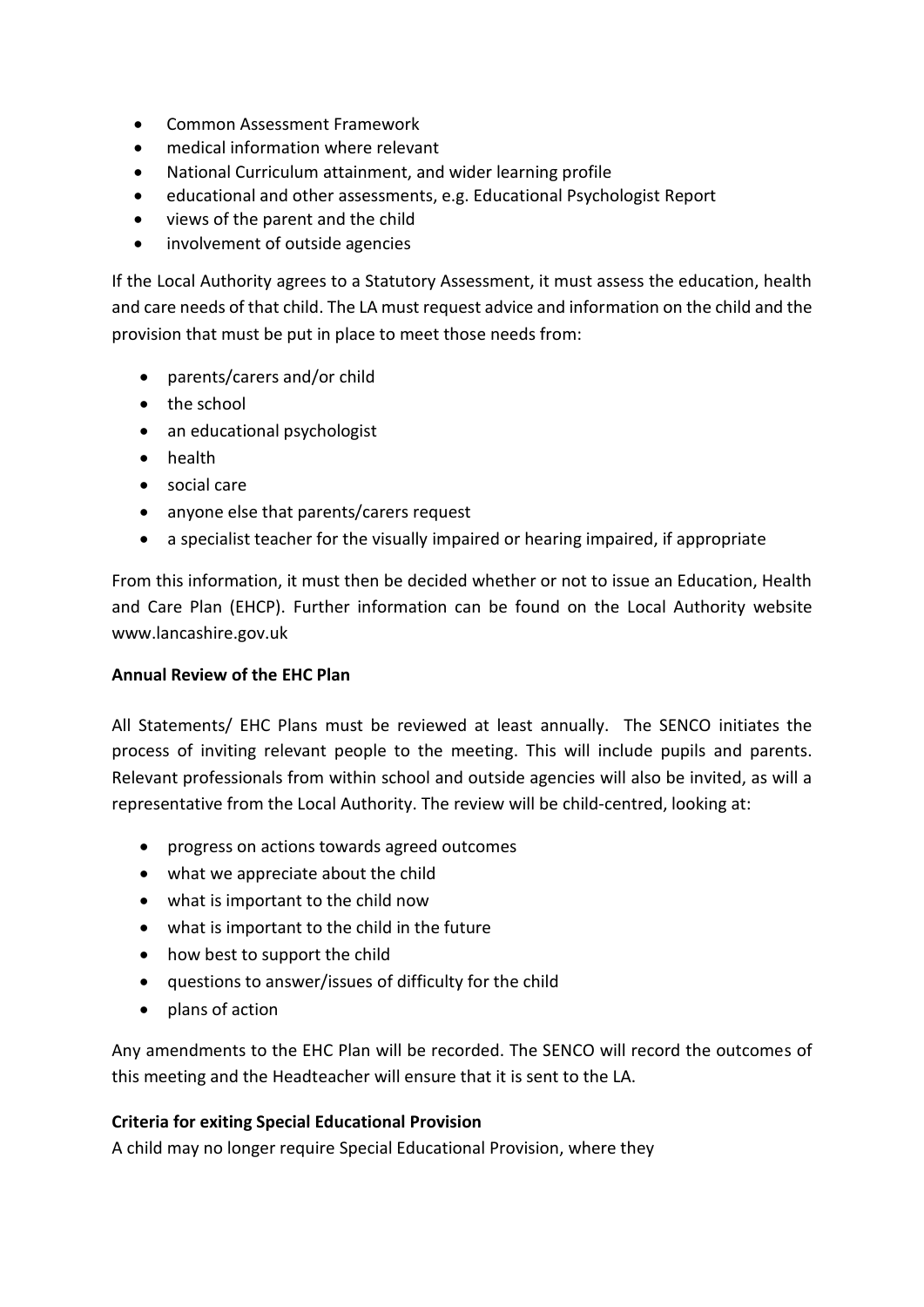- Common Assessment Framework
- medical information where relevant
- National Curriculum attainment, and wider learning profile
- educational and other assessments, e.g. Educational Psychologist Report
- views of the parent and the child
- involvement of outside agencies

If the Local Authority agrees to a Statutory Assessment, it must assess the education, health and care needs of that child. The LA must request advice and information on the child and the provision that must be put in place to meet those needs from:

- parents/carers and/or child
- the school
- an educational psychologist
- health
- social care
- anyone else that parents/carers request
- a specialist teacher for the visually impaired or hearing impaired, if appropriate

From this information, it must then be decided whether or not to issue an Education, Health and Care Plan (EHCP). Further information can be found on the Local Authority website www.lancashire.gov.uk

**Annual Review of the EHC Plan**

All Statements/ EHC Plans must be reviewed at least annually. The SENCO initiates the process of inviting relevant people to the meeting. This will include pupils and parents. Relevant professionals from within school and outside agencies will also be invited, as will a representative from the Local Authority. The review will be child-centred, looking at:

- progress on actions towards agreed outcomes
- what we appreciate about the child
- what is important to the child now
- what is important to the child in the future
- how best to support the child
- questions to answer/issues of difficulty for the child
- plans of action

Any amendments to the EHC Plan will be recorded. The SENCO will record the outcomes of this meeting and the Headteacher will ensure that it is sent to the LA.

**Criteria for exiting Special Educational Provision**

A child may no longer require Special Educational Provision, where they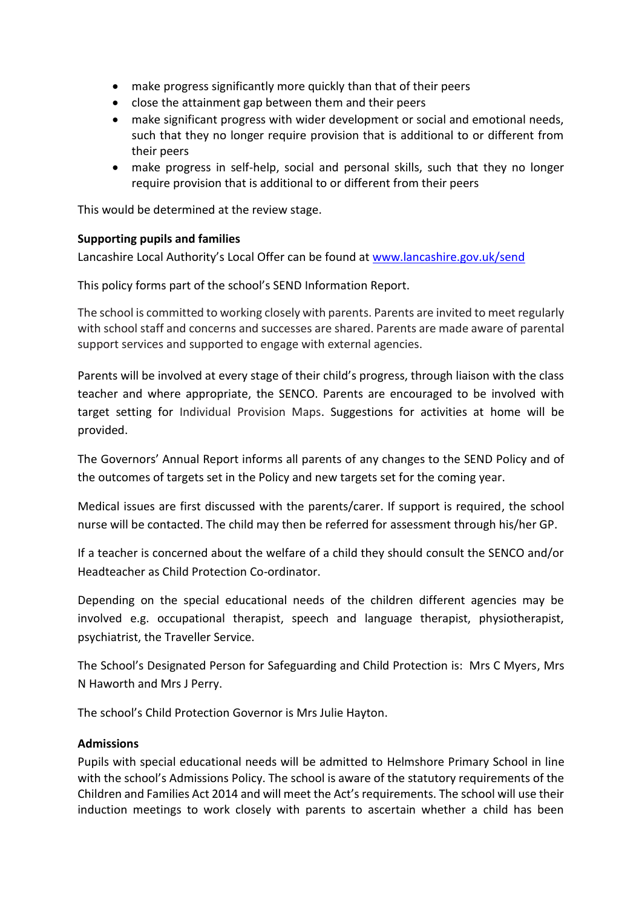- make progress significantly more quickly than that of their peers
- close the attainment gap between them and their peers
- make significant progress with wider development or social and emotional needs, such that they no longer require provision that is additional to or different from their peers
- make progress in self-help, social and personal skills, such that they no longer require provision that is additional to or different from their peers

This would be determined at the review stage.

**Supporting pupils and families**

Lancashire Local Authority's Local Offer can be found at [www.lancashire.gov.uk/send](www.lancashire.gov.uk/send)

This policy forms part of the school's SEND Information Report.

The school is committed to working closely with parents. Parents are invited to meet regularly with school staff and concerns and successes are shared. Parents are made aware of parental support services and supported to engage with external agencies.

Parents will be involved at every stage of their child's progress, through liaison with the class teacher and where appropriate, the SENCO. Parents are encouraged to be involved with target setting for Individual Provision Maps. Suggestions for activities at home will be provided.

The Governors' Annual Report informs all parents of any changes to the SEND Policy and of the outcomes of targets set in the Policy and new targets set for the coming year.

Medical issues are first discussed with the parents/carer. If support is required, the school nurse will be contacted. The child may then be referred for assessment through his/her GP.

If a teacher is concerned about the welfare of a child they should consult the SENCO and/or Headteacher as Child Protection Co-ordinator.

Depending on the special educational needs of the children different agencies may be involved e.g. occupational therapist, speech and language therapist, physiotherapist, psychiatrist, the Traveller Service.

The School's Designated Person for Safeguarding and Child Protection is: Mrs C Myers, Mrs N Haworth and Mrs J Perry.

The school's Child Protection Governor is Mrs Julie Hayton.

**Admissions**

Pupils with special educational needs will be admitted to Helmshore Primary School in line with the school's Admissions Policy. The school is aware of the statutory requirements of the Children and Families Act 2014 and will meet the Act's requirements. The school will use their induction meetings to work closely with parents to ascertain whether a child has been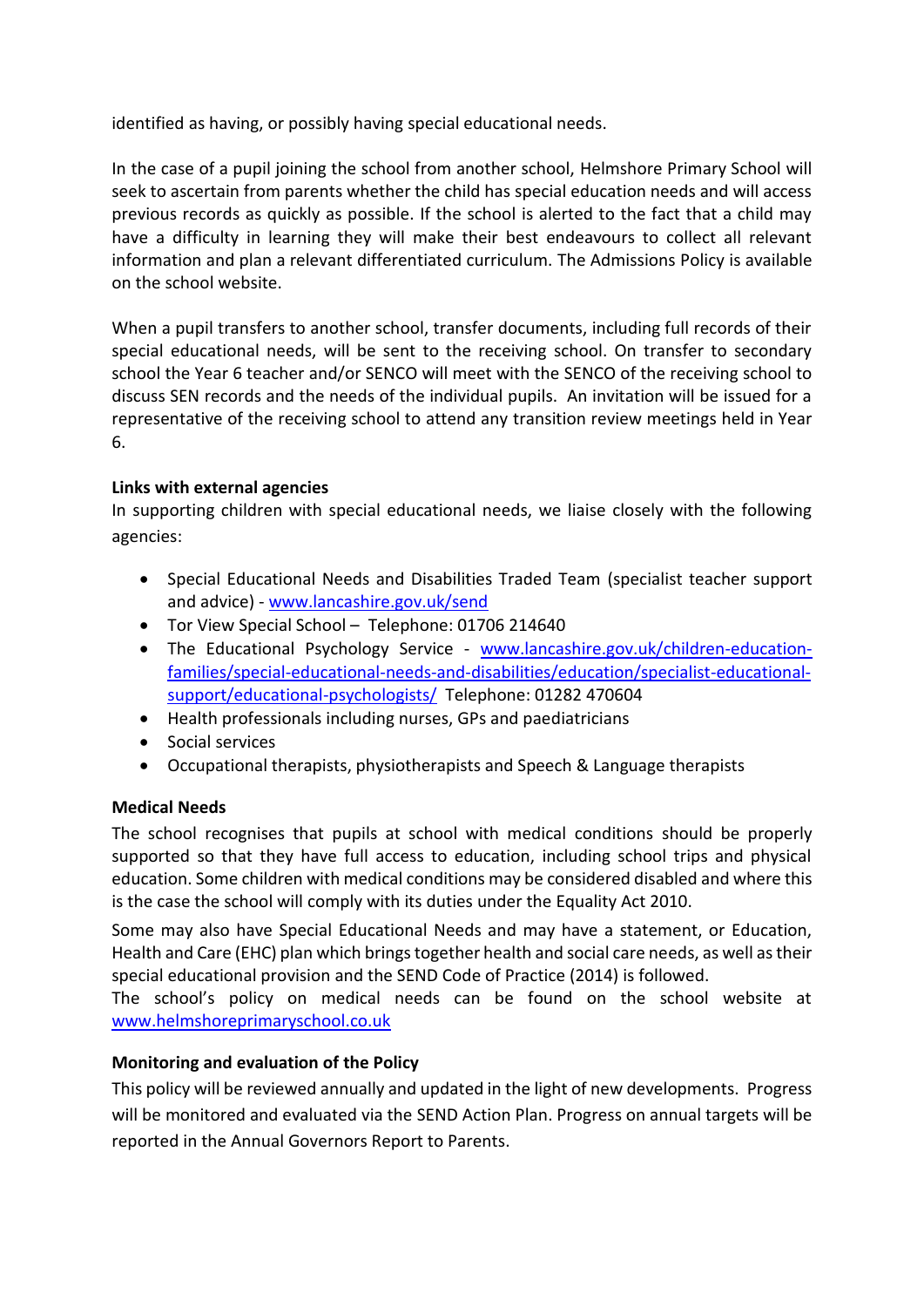identified as having, or possibly having special educational needs.

In the case of a pupil joining the school from another school, Helmshore Primary School will seek to ascertain from parents whether the child has special education needs and will access previous records as quickly as possible. If the school is alerted to the fact that a child may have a difficulty in learning they will make their best endeavours to collect all relevant information and plan a relevant differentiated curriculum. The Admissions Policy is available on the school website.

When a pupil transfers to another school, transfer documents, including full records of their special educational needs, will be sent to the receiving school. On transfer to secondary school the Year 6 teacher and/or SENCO will meet with the SENCO of the receiving school to discuss SEN records and the needs of the individual pupils. An invitation will be issued for a representative of the receiving school to attend any transition review meetings held in Year 6.

**Links with external agencies**

In supporting children with special educational needs, we liaise closely with the following agencies:

- Special Educational Needs and Disabilities Traded Team (specialist teacher support and advice) - www.lancashire.gov.uk/send
- Tor View Special School – Telephone: 01706 214640
- The Educational Psychology Service - www.lancashire.gov.uk/children-education-families/special-educational-needs-and-disabilities/education/specialist-educational-support/educational-psychologists/ Telephone: 01282 470604
- Health professionals including nurses, GPs and paediatricians
- Social services
- Occupational therapists, physiotherapists and Speech & Language therapists

**Medical Needs**

The school recognises that pupils at school with medical conditions should be properly supported so that they have full access to education, including school trips and physical education. Some children with medical conditions may be considered disabled and where this is the case the school will comply with its duties under the Equality Act 2010.

Some may also have Special Educational Needs and may have a statement, or Education, Health and Care (EHC) plan which brings together health and social care needs, as well as their special educational provision and the SEND Code of Practice (2014) is followed.
The school's policy on medical needs can be found on the school website at www.helmshoreprimaryschool.co.uk

**Monitoring and evaluation of the Policy**

This policy will be reviewed annually and updated in the light of new developments. Progress will be monitored and evaluated via the SEND Action Plan. Progress on annual targets will be reported in the Annual Governors Report to Parents.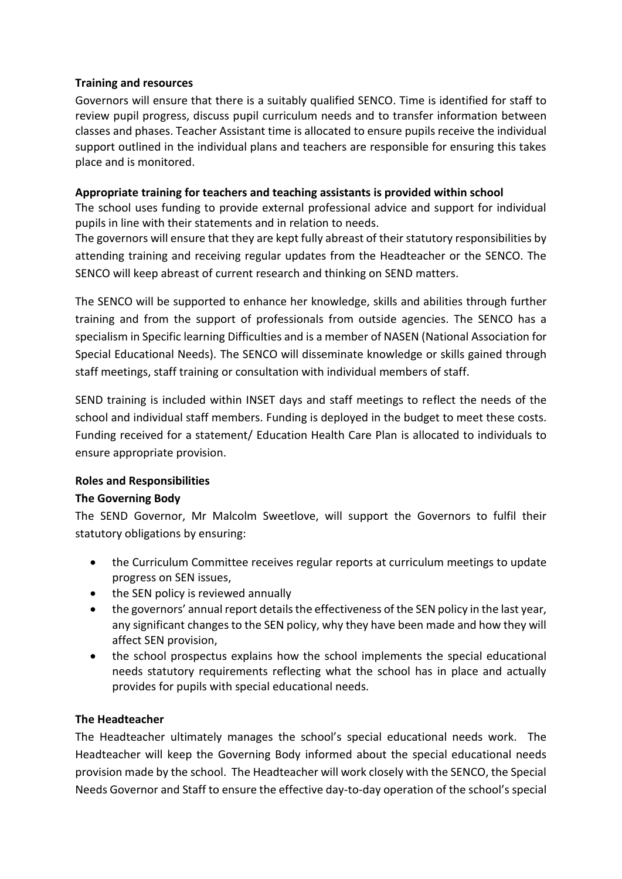**Training and resources**

Governors will ensure that there is a suitably qualified SENCO. Time is identified for staff to review pupil progress, discuss pupil curriculum needs and to transfer information between classes and phases. Teacher Assistant time is allocated to ensure pupils receive the individual support outlined in the individual plans and teachers are responsible for ensuring this takes place and is monitored.

**Appropriate training for teachers and teaching assistants is provided within school**

The school uses funding to provide external professional advice and support for individual pupils in line with their statements and in relation to needs.

The governors will ensure that they are kept fully abreast of their statutory responsibilities by attending training and receiving regular updates from the Headteacher or the SENCO. The SENCO will keep abreast of current research and thinking on SEND matters.

The SENCO will be supported to enhance her knowledge, skills and abilities through further training and from the support of professionals from outside agencies. The SENCO has a specialism in Specific learning Difficulties and is a member of NASEN (National Association for Special Educational Needs). The SENCO will disseminate knowledge or skills gained through staff meetings, staff training or consultation with individual members of staff.

SEND training is included within INSET days and staff meetings to reflect the needs of the school and individual staff members. Funding is deployed in the budget to meet these costs. Funding received for a statement/ Education Health Care Plan is allocated to individuals to ensure appropriate provision.

**Roles and Responsibilities**

**The Governing Body**

The SEND Governor, Mr Malcolm Sweetlove, will support the Governors to fulfil their statutory obligations by ensuring:

- the Curriculum Committee receives regular reports at curriculum meetings to update progress on SEN issues,
- the SEN policy is reviewed annually
- the governors' annual report details the effectiveness of the SEN policy in the last year, any significant changes to the SEN policy, why they have been made and how they will affect SEN provision,
- the school prospectus explains how the school implements the special educational needs statutory requirements reflecting what the school has in place and actually provides for pupils with special educational needs.

**The Headteacher**

The Headteacher ultimately manages the school's special educational needs work. The Headteacher will keep the Governing Body informed about the special educational needs provision made by the school. The Headteacher will work closely with the SENCO, the Special Needs Governor and Staff to ensure the effective day-to-day operation of the school's special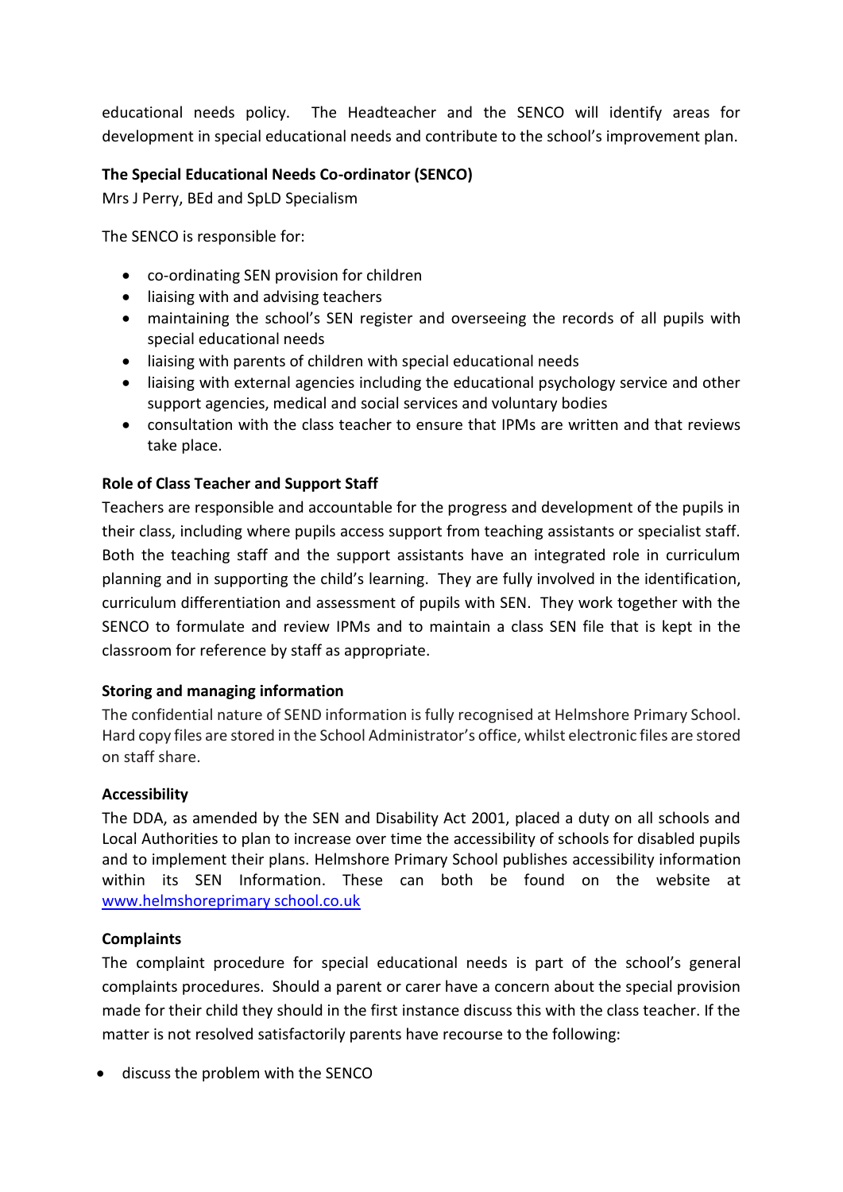educational needs policy. The Headteacher and the SENCO will identify areas for development in special educational needs and contribute to the school's improvement plan.

**The Special Educational Needs Co-ordinator (SENCO)**
Mrs J Perry, BEd and SpLD Specialism

The SENCO is responsible for:

- co-ordinating SEN provision for children
- liaising with and advising teachers
- maintaining the school's SEN register and overseeing the records of all pupils with special educational needs
- liaising with parents of children with special educational needs
- liaising with external agencies including the educational psychology service and other support agencies, medical and social services and voluntary bodies
- consultation with the class teacher to ensure that IPMs are written and that reviews take place.

**Role of Class Teacher and Support Staff**
Teachers are responsible and accountable for the progress and development of the pupils in their class, including where pupils access support from teaching assistants or specialist staff. Both the teaching staff and the support assistants have an integrated role in curriculum planning and in supporting the child's learning. They are fully involved in the identification, curriculum differentiation and assessment of pupils with SEN. They work together with the SENCO to formulate and review IPMs and to maintain a class SEN file that is kept in the classroom for reference by staff as appropriate.

**Storing and managing information**
The confidential nature of SEND information is fully recognised at Helmshore Primary School. Hard copy files are stored in the School Administrator's office, whilst electronic files are stored on staff share.

**Accessibility**
The DDA, as amended by the SEN and Disability Act 2001, placed a duty on all schools and Local Authorities to plan to increase over time the accessibility of schools for disabled pupils and to implement their plans. Helmshore Primary School publishes accessibility information within its SEN Information. These can both be found on the website at [www.helmshoreprimary school.co.uk](www.helmshoreprimaryschool.co.uk)

**Complaints**
The complaint procedure for special educational needs is part of the school's general complaints procedures. Should a parent or carer have a concern about the special provision made for their child they should in the first instance discuss this with the class teacher. If the matter is not resolved satisfactorily parents have recourse to the following:

- discuss the problem with the SENCO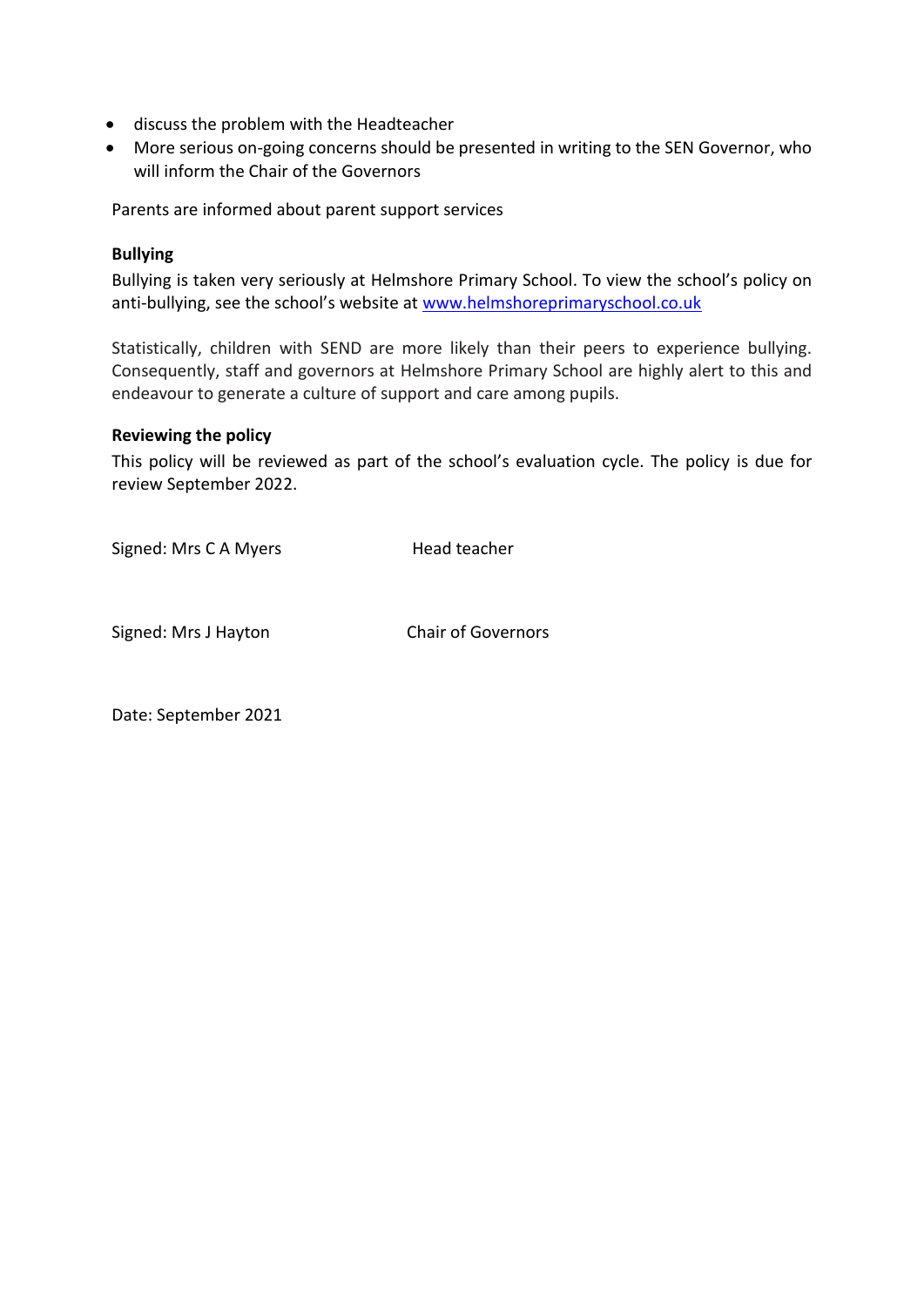- discuss the problem with the Headteacher
- More serious on-going concerns should be presented in writing to the SEN Governor, who will inform the Chair of the Governors

Parents are informed about parent support services

**Bullying**

Bullying is taken very seriously at Helmshore Primary School. To view the school's policy on anti-bullying, see the school's website at www.helmshoreprimaryschool.co.uk

Statistically, children with SEND are more likely than their peers to experience bullying. Consequently, staff and governors at Helmshore Primary School are highly alert to this and endeavour to generate a culture of support and care among pupils.

**Reviewing the policy**

This policy will be reviewed as part of the school's evaluation cycle. The policy is due for review September 2022.

Signed: Mrs C A Myers Head teacher

Signed: Mrs J Hayton Chair of Governors

Date: September 2021